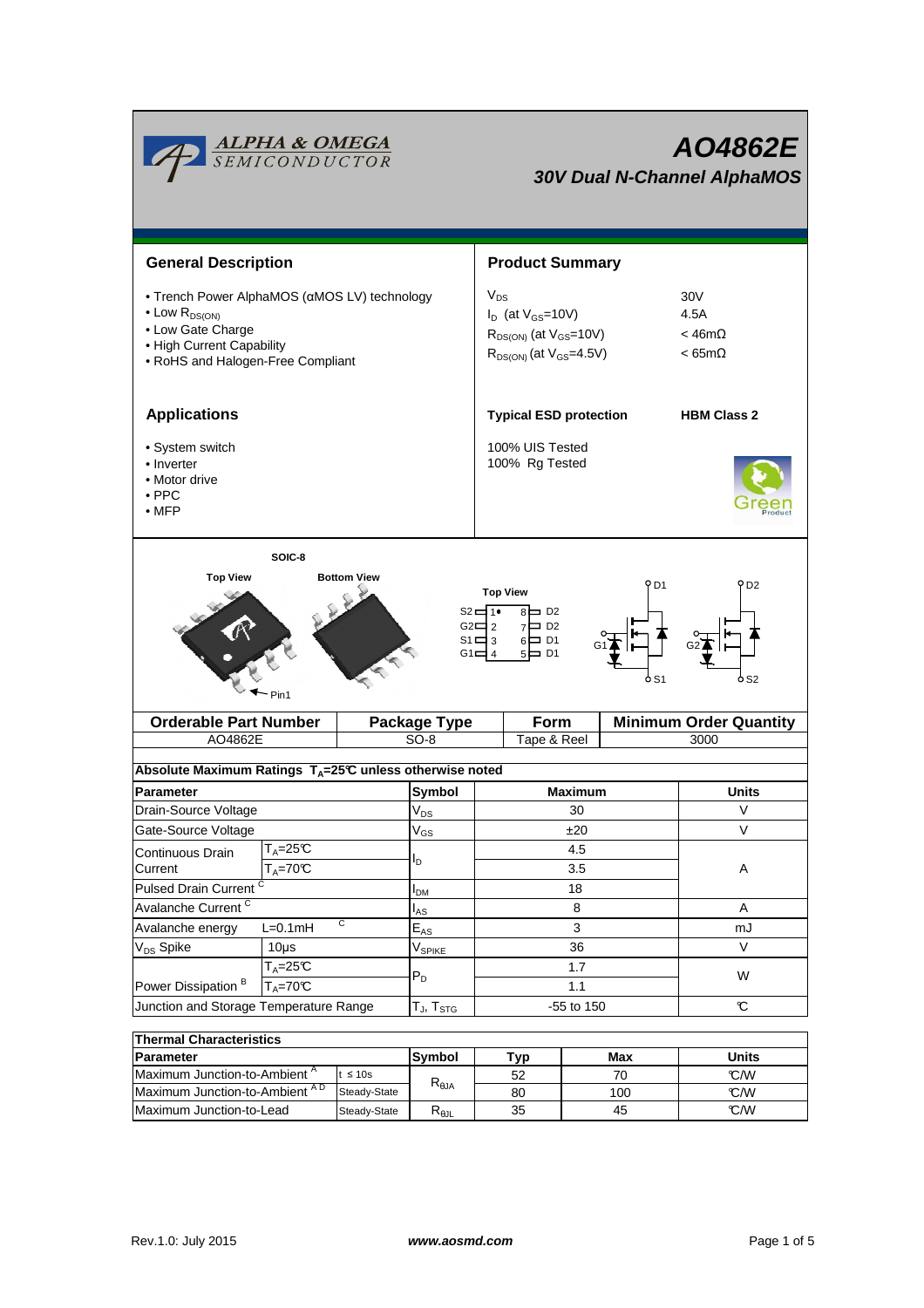# AO4862E

## 30V Dual N-Channel AlphaMOS

## General Description

- Trench Power AlphaMOS (αMOS LV) technology
- Low $R_{DS(ON)}$
- Low Gate Charge
- High Current Capability
- RoHS and Halogen-Free Compliant

## Product Summary

| | |
|---|---|
| $V_{DS}$ | 30V |
| $I_D$ (at $V_{GS}$=10V) | 4.5A |
| $R_{DS(ON)}$ (at $V_{GS}$=10V) | < 46mΩ |
| $R_{DS(ON)}$ (at $V_{GS}$=4.5V) | < 65mΩ |

**Typical ESD protection** **HBM Class 2**

100% UIS Tested
100% Rg Tested

## Applications

- System switch
- Inverter
- Motor drive
- PPC
- MFP

SOIC-8

Top View | Bottom View | Top View

S2 1 • 8 D2
G2 2 7 D2
S1 3 6 D1
G1 4 5 D1

Pin1

| Orderable Part Number | Package Type | Form | Minimum Order Quantity |
|---|---|---|---|
| AO4862E | SO-8 | Tape & Reel | 3000 |

**Absolute Maximum Ratings $T_A$=25°C unless otherwise noted**

| Parameter | | Symbol | Maximum | Units |
|---|---|---|---|---|
| Drain-Source Voltage | | $V_{DS}$ | 30 | V |
| Gate-Source Voltage | | $V_{GS}$ | ±20 | V |
| Continuous Drain Current | $T_A$=25°C | $I_D$ | 4.5 | A |
| | $T_A$=70°C | | 3.5 | |
| Pulsed Drain Current [C] | | $I_{DM}$ | 18 | |
| Avalanche Current [C] | | $I_{AS}$ | 8 | A |
| Avalanche energy | L=0.1mH [C] | $E_{AS}$ | 3 | mJ |
| $V_{DS}$ Spike | 10µs | $V_{SPIKE}$ | 36 | V |
| Power Dissipation [B] | $T_A$=25°C | $P_D$ | 1.7 | W |
| | $T_A$=70°C | | 1.1 | |
| Junction and Storage Temperature Range | | $T_J$, $T_{STG}$ | -55 to 150 | °C |

**Thermal Characteristics**

| Parameter | | Symbol | Typ | Max | Units |
|---|---|---|---|---|---|
| Maximum Junction-to-Ambient [A] | t ≤ 10s | $R_{\theta JA}$ | 52 | 70 | °C/W |
| Maximum Junction-to-Ambient [A D] | Steady-State | | 80 | 100 | °C/W |
| Maximum Junction-to-Lead | Steady-State | $R_{\theta JL}$ | 35 | 45 | °C/W |

Rev.1.0: July 2015 www.aosmd.com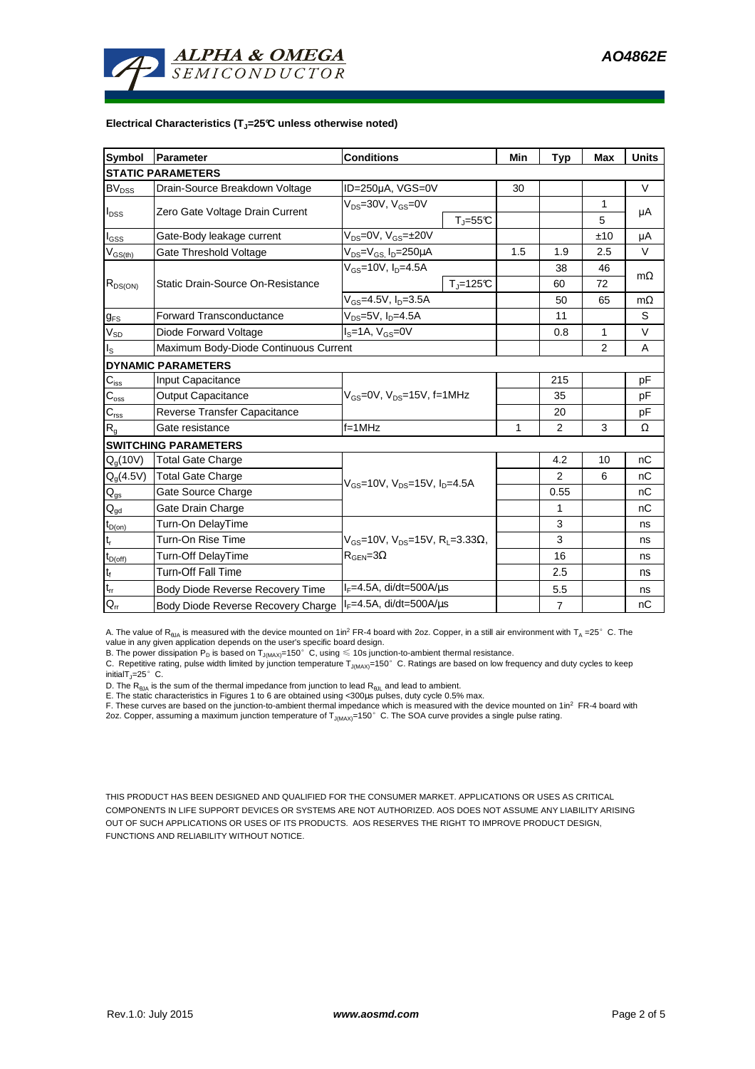**Electrical Characteristics ($T_J$=25°C unless otherwise noted)**

| Symbol | Parameter | Conditions | | Min | Typ | Max | Units |
|---|---|---|---|---|---|---|---|
| **STATIC PARAMETERS** | | | | | | | |
| $BV_{DSS}$ | Drain-Source Breakdown Voltage | ID=250µA, VGS=0V | | 30 | | | V |
| $I_{DSS}$ | Zero Gate Voltage Drain Current | $V_{DS}$=30V, $V_{GS}$=0V | | | | 1 | µA |
| | | | $T_J$=55°C | | | 5 | |
| $I_{GSS}$ | Gate-Body leakage current | $V_{DS}$=0V, $V_{GS}$=±20V | | | | ±10 | µA |
| $V_{GS(th)}$ | Gate Threshold Voltage | $V_{DS}$=$V_{GS}$, $I_D$=250µA | | 1.5 | 1.9 | 2.5 | V |
| $R_{DS(ON)}$ | Static Drain-Source On-Resistance | $V_{GS}$=10V, $I_D$=4.5A | | | 38 | 46 | mΩ |
| | | | $T_J$=125°C | | 60 | 72 | |
| | | $V_{GS}$=4.5V, $I_D$=3.5A | | | 50 | 65 | mΩ |
| $g_{FS}$ | Forward Transconductance | $V_{DS}$=5V, $I_D$=4.5A | | | 11 | | S |
| $V_{SD}$ | Diode Forward Voltage | $I_S$=1A, $V_{GS}$=0V | | | 0.8 | 1 | V |
| $I_S$ | Maximum Body-Diode Continuous Current | | | | | 2 | A |
| **DYNAMIC PARAMETERS** | | | | | | | |
| $C_{iss}$ | Input Capacitance | $V_{GS}$=0V, $V_{DS}$=15V, f=1MHz | | | 215 | | pF |
| $C_{oss}$ | Output Capacitance | | | | 35 | | pF |
| $C_{rss}$ | Reverse Transfer Capacitance | | | | 20 | | pF |
| $R_g$ | Gate resistance | f=1MHz | | 1 | 2 | 3 | Ω |
| **SWITCHING PARAMETERS** | | | | | | | |
| $Q_g$(10V) | Total Gate Charge | $V_{GS}$=10V, $V_{DS}$=15V, $I_D$=4.5A | | | 4.2 | 10 | nC |
| $Q_g$(4.5V) | Total Gate Charge | | | | 2 | 6 | nC |
| $Q_{gs}$ | Gate Source Charge | | | | 0.55 | | nC |
| $Q_{gd}$ | Gate Drain Charge | | | | 1 | | nC |
| $t_{D(on)}$ | Turn-On DelayTime | $V_{GS}$=10V, $V_{DS}$=15V, $R_L$=3.33Ω, $R_{GEN}$=3Ω | | | 3 | | ns |
| $t_r$ | Turn-On Rise Time | | | | 3 | | ns |
| $t_{D(off)}$ | Turn-Off DelayTime | | | | 16 | | ns |
| $t_f$ | Turn-Off Fall Time | | | | 2.5 | | ns |
| $t_{rr}$ | Body Diode Reverse Recovery Time | $I_F$=4.5A, dI/dt=500A/µs | | | 5.5 | | ns |
| $Q_{rr}$ | Body Diode Reverse Recovery Charge | $I_F$=4.5A, dI/dt=500A/µs | | | 7 | | nC |

A. The value of $R_{\theta JA}$ is measured with the device mounted on 1in² FR-4 board with 2oz. Copper, in a still air environment with $T_A$ =25° C. The value in any given application depends on the user's specific board design.
B. The power dissipation $P_D$ is based on $T_{J(MAX)}$=150° C, using ≤ 10s junction-to-ambient thermal resistance.
C. Repetitive rating, pulse width limited by junction temperature $T_{J(MAX)}$=150° C. Ratings are based on low frequency and duty cycles to keep initial$T_J$=25° C.
D. The $R_{\theta JA}$ is the sum of the thermal impedance from junction to lead $R_{\theta JL}$ and lead to ambient.
E. The static characteristics in Figures 1 to 6 are obtained using <300µs pulses, duty cycle 0.5% max.
F. These curves are based on the junction-to-ambient thermal impedance which is measured with the device mounted on 1in² FR-4 board with 2oz. Copper, assuming a maximum junction temperature of $T_{J(MAX)}$=150° C. The SOA curve provides a single pulse rating.

THIS PRODUCT HAS BEEN DESIGNED AND QUALIFIED FOR THE CONSUMER MARKET. APPLICATIONS OR USES AS CRITICAL COMPONENTS IN LIFE SUPPORT DEVICES OR SYSTEMS ARE NOT AUTHORIZED. AOS DOES NOT ASSUME ANY LIABILITY ARISING OUT OF SUCH APPLICATIONS OR USES OF ITS PRODUCTS. AOS RESERVES THE RIGHT TO IMPROVE PRODUCT DESIGN, FUNCTIONS AND RELIABILITY WITHOUT NOTICE.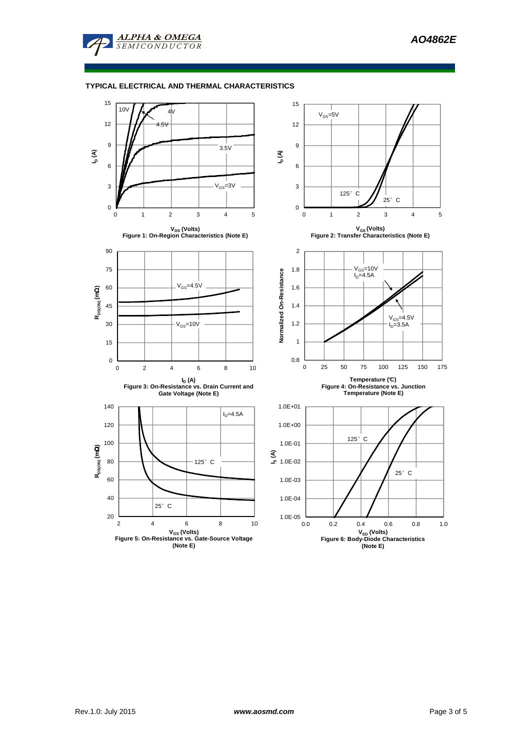## TYPICAL ELECTRICAL AND THERMAL CHARACTERISTICS

Figure 1: On-Region Characteristics (Note E)

Figure 2: Transfer Characteristics (Note E)

Figure 3: On-Resistance vs. Drain Current and Gate Voltage (Note E)

Figure 4: On-Resistance vs. Junction Temperature (Note E)

Figure 5: On-Resistance vs. Gate-Source Voltage (Note E)

Figure 6: Body-Diode Characteristics (Note E)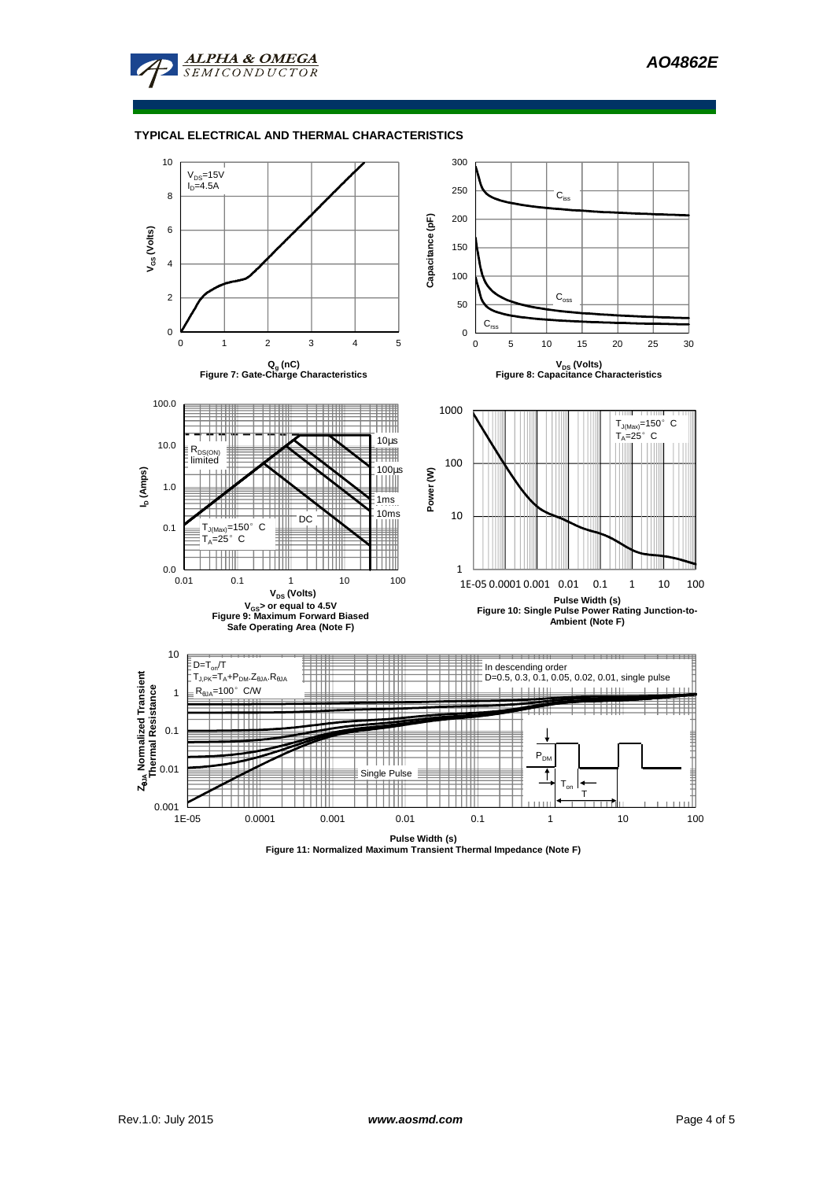## TYPICAL ELECTRICAL AND THERMAL CHARACTERISTICS

$V_{DS}$=15V
$I_D$=4.5A

$V_{GS}$ (Volts)

$Q_g$ (nC)

Figure 7: Gate-Charge Characteristics

$C_{iss}$
$C_{oss}$
$C_{rss}$

Capacitance (pF)

$V_{DS}$ (Volts)

Figure 8: Capacitance Characteristics

$R_{DS(ON)}$ limited

10µs
100µs
1ms
10ms
DC

$T_{J(Max)}$=150°C
$T_A$=25°C

$I_D$ (Amps)

$V_{DS}$ (Volts)

$V_{GS}$> or equal to 4.5V

Figure 9: Maximum Forward Biased Safe Operating Area (Note F)

$T_{J(Max)}$=150°C
$T_A$=25°C

Power (W)

Pulse Width (s)

Figure 10: Single Pulse Power Rating Junction-to-Ambient (Note F)

$D=T_{on}/T$
$T_{J,PK}=T_A+P_{DM}.Z_{\theta JA}.R_{\theta JA}$
$R_{\theta JA}$=100°C/W

In descending order
D=0.5, 0.3, 0.1, 0.05, 0.02, 0.01, single pulse

Single Pulse

$P_{DM}$
$T_{on}$
T

$Z_{\theta JA}$ Normalized Transient Thermal Resistance

Pulse Width (s)

Figure 11: Normalized Maximum Transient Thermal Impedance (Note F)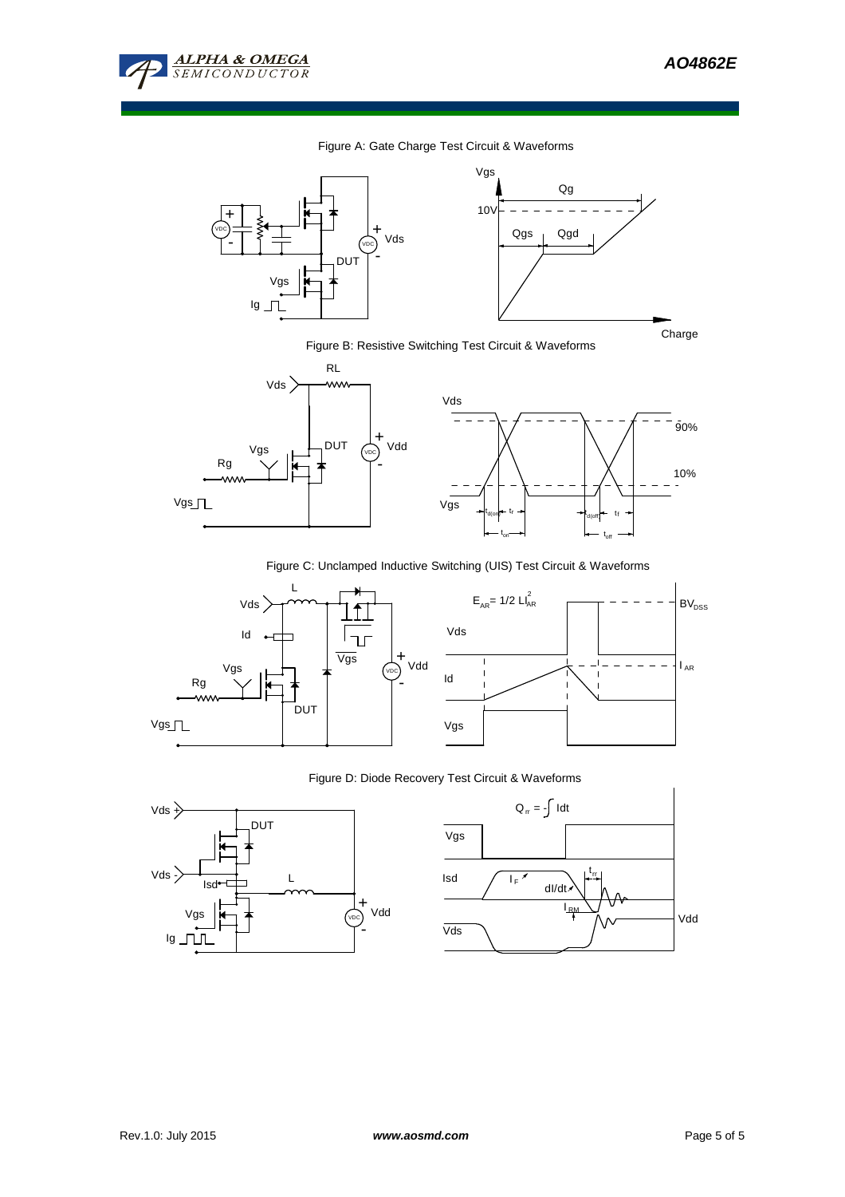Figure A: Gate Charge Test Circuit & Waveforms

VDC
Vds
DUT
Vgs
Ig
Vgs
Qg
10V
Qgs
Qgd
Charge

Figure B: Resistive Switching Test Circuit & Waveforms

RL
Vds
Vgs
Rg
Vgs
DUT
Vdd
Vds
90%
10%
Vgs
$t_{d(on)}$
$t_r$
$t_{on}$
$t_{d(off)}$
$t_f$
$t_{off}$

Figure C: Unclamped Inductive Switching (UIS) Test Circuit & Waveforms

L
Vds
Id
Vgs
Rg
Vgs
DUT
Vgs
Vdd
$E_{AR}= 1/2\ LI_{AR}^2$
$BV_{DSS}$
Vds
Id
$I_{AR}$
Vgs

Figure D: Diode Recovery Test Circuit & Waveforms

Vds +
DUT
Vds -
Isd
L
Vgs
Ig
Vdd
$Q_{rr} = -\int Idt$
Vgs
Isd
$I_F$
dI/dt
$t_{rr}$
$I_{RM}$
Vds
Vdd